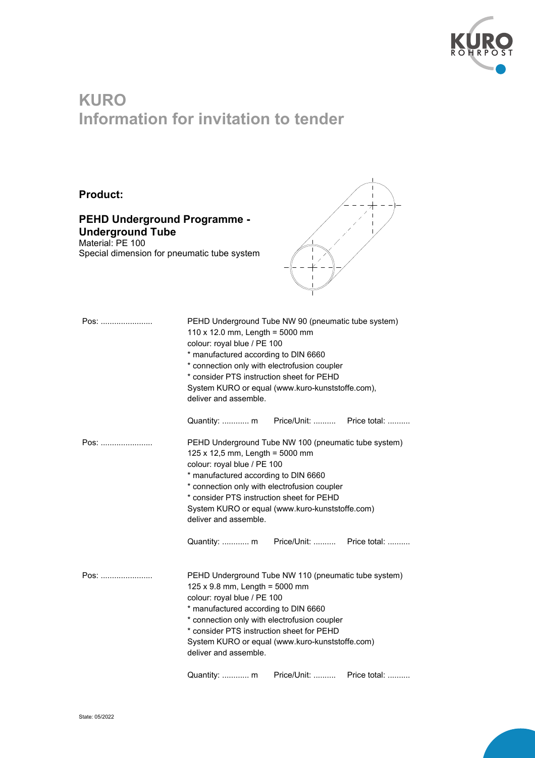# KURO
# Information for invitation to tender

## Product:

### PEHD Underground Programme - Underground Tube

Material: PE 100
Special dimension for pneumatic tube system

Pos: .......................

PEHD Underground Tube NW 90 (pneumatic tube system)
110 x 12.0 mm, Length = 5000 mm
colour: royal blue / PE 100
* manufactured according to DIN 6660
* connection only with electrofusion coupler
* consider PTS instruction sheet for PEHD
System KURO or equal (www.kuro-kunststoffe.com),
deliver and assemble.

Quantity: ............ m   Price/Unit: ..........   Price total: ..........

Pos: .......................

PEHD Underground Tube NW 100 (pneumatic tube system)
125 x 12,5 mm, Length = 5000 mm
colour: royal blue / PE 100
* manufactured according to DIN 6660
* connection only with electrofusion coupler
* consider PTS instruction sheet for PEHD
System KURO or equal (www.kuro-kunststoffe.com)
deliver and assemble.

Quantity: ............ m   Price/Unit: ..........   Price total: ..........

Pos: .......................

PEHD Underground Tube NW 110 (pneumatic tube system)
125 x 9.8 mm, Length = 5000 mm
colour: royal blue / PE 100
* manufactured according to DIN 6660
* connection only with electrofusion coupler
* consider PTS instruction sheet for PEHD
System KURO or equal (www.kuro-kunststoffe.com)
deliver and assemble.

Quantity: ............ m   Price/Unit: ..........   Price total: ..........

State: 05/2022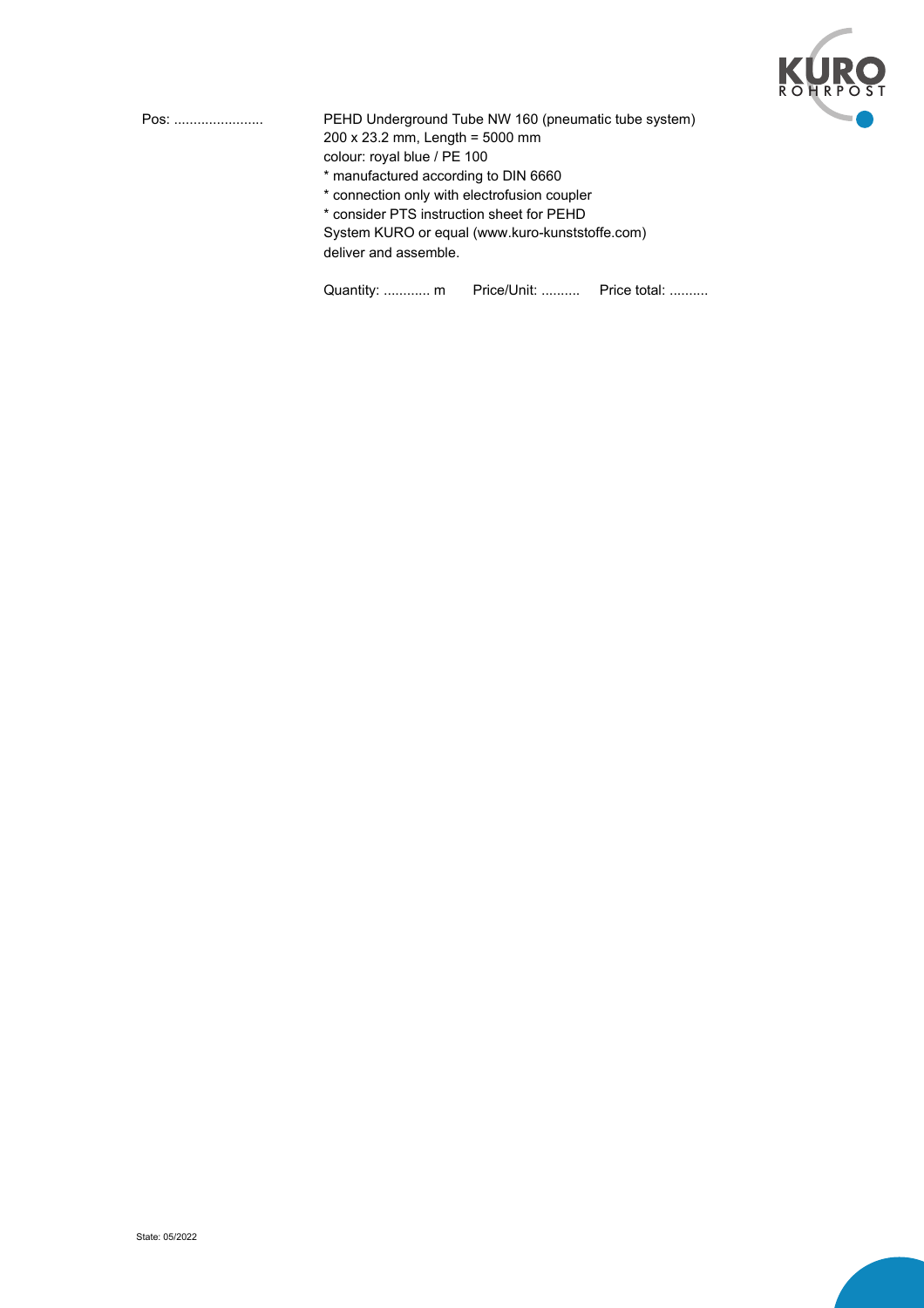Pos: .......................

PEHD Underground Tube NW 160 (pneumatic tube system)
200 x 23.2 mm, Length = 5000 mm
colour: royal blue / PE 100
* manufactured according to DIN 6660
* connection only with electrofusion coupler
* consider PTS instruction sheet for PEHD
System KURO or equal (www.kuro-kunststoffe.com)
deliver and assemble.

Quantity: ............ m  Price/Unit: ..........  Price total: ..........

State: 05/2022